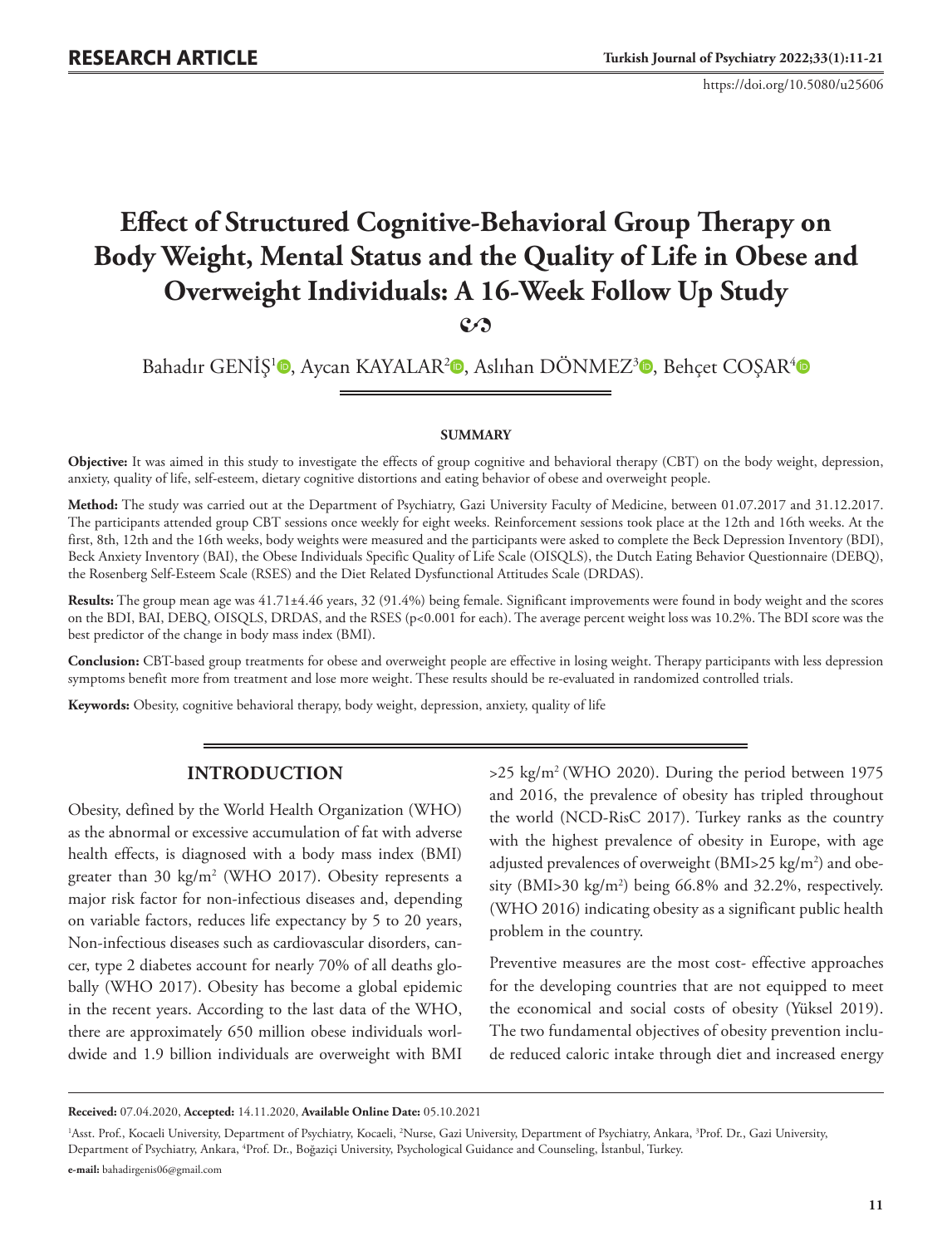RESEARCH ARTICLE

https://doi.org/10.5080/u25606

# Effect of Structured Cognitive-Behavioral Group Therapy on Body Weight, Mental Status and the Quality of Life in Obese and Overweight Individuals: A 16-Week Follow Up Study

Bahadır GENİŞ[1], Aycan KAYALAR[2], Aslıhan DÖNMEZ[3], Behçet COŞAR[4]

## SUMMARY

**Objective:** It was aimed in this study to investigate the effects of group cognitive and behavioral therapy (CBT) on the body weight, depression, anxiety, quality of life, self-esteem, dietary cognitive distortions and eating behavior of obese and overweight people.

**Method:** The study was carried out at the Department of Psychiatry, Gazi University Faculty of Medicine, between 01.07.2017 and 31.12.2017. The participants attended group CBT sessions once weekly for eight weeks. Reinforcement sessions took place at the 12th and 16th weeks. At the first, 8th, 12th and the 16th weeks, body weights were measured and the participants were asked to complete the Beck Depression Inventory (BDI), Beck Anxiety Inventory (BAI), the Obese Individuals Specific Quality of Life Scale (OISQLS), the Dutch Eating Behavior Questionnaire (DEBQ), the Rosenberg Self-Esteem Scale (RSES) and the Diet Related Dysfunctional Attitudes Scale (DRDAS).

**Results:** The group mean age was 41.71±4.46 years, 32 (91.4%) being female. Significant improvements were found in body weight and the scores on the BDI, BAI, DEBQ, OISQLS, DRDAS, and the RSES ($p<0.001$ for each). The average percent weight loss was 10.2%. The BDI score was the best predictor of the change in body mass index (BMI).

**Conclusion:** CBT-based group treatments for obese and overweight people are effective in losing weight. Therapy participants with less depression symptoms benefit more from treatment and lose more weight. These results should be re-evaluated in randomized controlled trials.

**Keywords:** Obesity, cognitive behavioral therapy, body weight, depression, anxiety, quality of life

## INTRODUCTION

Obesity, defined by the World Health Organization (WHO) as the abnormal or excessive accumulation of fat with adverse health effects, is diagnosed with a body mass index (BMI) greater than 30 kg/m$^2$ (WHO 2017). Obesity represents a major risk factor for non-infectious diseases and, depending on variable factors, reduces life expectancy by 5 to 20 years, Non-infectious diseases such as cardiovascular disorders, cancer, type 2 diabetes account for nearly 70% of all deaths globally (WHO 2017). Obesity has become a global epidemic in the recent years. According to the last data of the WHO, there are approximately 650 million obese individuals worldwide and 1.9 billion individuals are overweight with BMI >25 kg/m$^2$ (WHO 2020). During the period between 1975 and 2016, the prevalence of obesity has tripled throughout the world (NCD-RisC 2017). Turkey ranks as the country with the highest prevalence of obesity in Europe, with age adjusted prevalences of overweight (BMI>25 kg/m$^2$) and obesity (BMI>30 kg/m$^2$) being 66.8% and 32.2%, respectively. (WHO 2016) indicating obesity as a significant public health problem in the country.

Preventive measures are the most cost- effective approaches for the developing countries that are not equipped to meet the economical and social costs of obesity (Yüksel 2019). The two fundamental objectives of obesity prevention include reduced caloric intake through diet and increased energy

**Received:** 07.04.2020, **Accepted:** 14.11.2020, **Available Online Date:** 05.10.2021

[1]Asst. Prof., Kocaeli University, Department of Psychiatry, Kocaeli, [2]Nurse, Gazi University, Department of Psychiatry, Ankara, [3]Prof. Dr., Gazi University, Department of Psychiatry, Ankara, [4]Prof. Dr., Boğaziçi University, Psychological Guidance and Counseling, İstanbul, Turkey.

**e-mail:** bahadirgenis06@gmail.com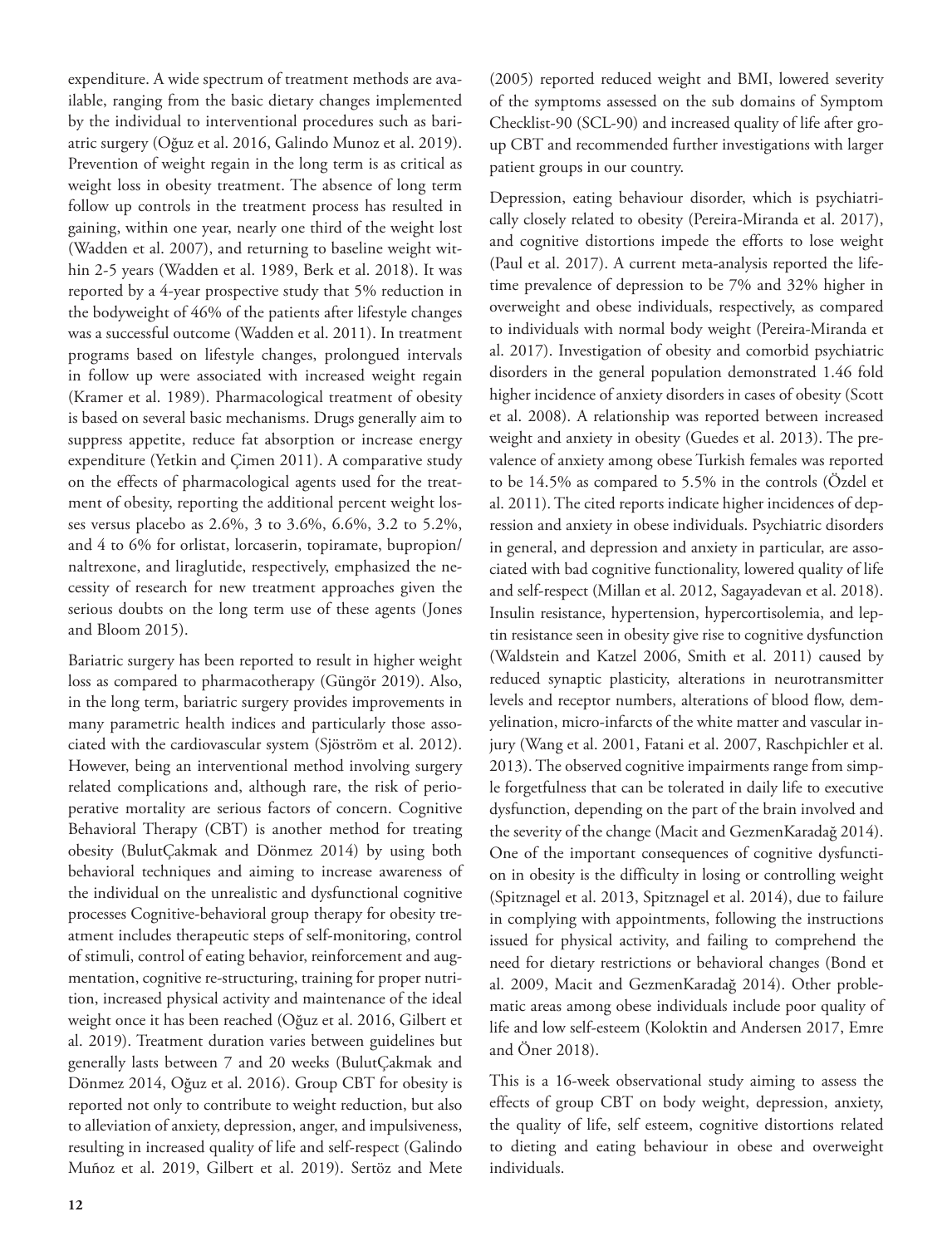expenditure. A wide spectrum of treatment methods are available, ranging from the basic dietary changes implemented by the individual to interventional procedures such as bariatric surgery (Oğuz et al. 2016, Galindo Munoz et al. 2019). Prevention of weight regain in the long term is as critical as weight loss in obesity treatment. The absence of long term follow up controls in the treatment process has resulted in gaining, within one year, nearly one third of the weight lost (Wadden et al. 2007), and returning to baseline weight within 2-5 years (Wadden et al. 1989, Berk et al. 2018). It was reported by a 4-year prospective study that 5% reduction in the bodyweight of 46% of the patients after lifestyle changes was a successful outcome (Wadden et al. 2011). In treatment programs based on lifestyle changes, prolongued intervals in follow up were associated with increased weight regain (Kramer et al. 1989). Pharmacological treatment of obesity is based on several basic mechanisms. Drugs generally aim to suppress appetite, reduce fat absorption or increase energy expenditure (Yetkin and Çimen 2011). A comparative study on the effects of pharmacological agents used for the treatment of obesity, reporting the additional percent weight losses versus placebo as 2.6%, 3 to 3.6%, 6.6%, 3.2 to 5.2%, and 4 to 6% for orlistat, lorcaserin, topiramate, bupropion/naltrexone, and liraglutide, respectively, emphasized the necessity of research for new treatment approaches given the serious doubts on the long term use of these agents (Jones and Bloom 2015).

Bariatric surgery has been reported to result in higher weight loss as compared to pharmacotherapy (Güngör 2019). Also, in the long term, bariatric surgery provides improvements in many parametric health indices and particularly those associated with the cardiovascular system (Sjöström et al. 2012). However, being an interventional method involving surgery related complications and, although rare, the risk of perioperative mortality are serious factors of concern. Cognitive Behavioral Therapy (CBT) is another method for treating obesity (BulutÇakmak and Dönmez 2014) by using both behavioral techniques and aiming to increase awareness of the individual on the unrealistic and dysfunctional cognitive processes Cognitive-behavioral group therapy for obesity treatment includes therapeutic steps of self-monitoring, control of stimuli, control of eating behavior, reinforcement and augmentation, cognitive re-structuring, training for proper nutrition, increased physical activity and maintenance of the ideal weight once it has been reached (Oğuz et al. 2016, Gilbert et al. 2019). Treatment duration varies between guidelines but generally lasts between 7 and 20 weeks (BulutÇakmak and Dönmez 2014, Oğuz et al. 2016). Group CBT for obesity is reported not only to contribute to weight reduction, but also to alleviation of anxiety, depression, anger, and impulsiveness, resulting in increased quality of life and self-respect (Galindo Muñoz et al. 2019, Gilbert et al. 2019). Sertöz and Mete (2005) reported reduced weight and BMI, lowered severity of the symptoms assessed on the sub domains of Symptom Checklist-90 (SCL-90) and increased quality of life after group CBT and recommended further investigations with larger patient groups in our country.

Depression, eating behaviour disorder, which is psychiatrically closely related to obesity (Pereira-Miranda et al. 2017), and cognitive distortions impede the efforts to lose weight (Paul et al. 2017). A current meta-analysis reported the lifetime prevalence of depression to be 7% and 32% higher in overweight and obese individuals, respectively, as compared to individuals with normal body weight (Pereira-Miranda et al. 2017). Investigation of obesity and comorbid psychiatric disorders in the general population demonstrated 1.46 fold higher incidence of anxiety disorders in cases of obesity (Scott et al. 2008). A relationship was reported between increased weight and anxiety in obesity (Guedes et al. 2013). The prevalence of anxiety among obese Turkish females was reported to be 14.5% as compared to 5.5% in the controls (Özdel et al. 2011). The cited reports indicate higher incidences of depression and anxiety in obese individuals. Psychiatric disorders in general, and depression and anxiety in particular, are associated with bad cognitive functionality, lowered quality of life and self-respect (Millan et al. 2012, Sagayadevan et al. 2018). Insulin resistance, hypertension, hypercortisolemia, and leptin resistance seen in obesity give rise to cognitive dysfunction (Waldstein and Katzel 2006, Smith et al. 2011) caused by reduced synaptic plasticity, alterations in neurotransmitter levels and receptor numbers, alterations of blood flow, demyelination, micro-infarcts of the white matter and vascular injury (Wang et al. 2001, Fatani et al. 2007, Raschpichler et al. 2013). The observed cognitive impairments range from simple forgetfulness that can be tolerated in daily life to executive dysfunction, depending on the part of the brain involved and the severity of the change (Macit and GezmenKaradağ 2014). One of the important consequences of cognitive dysfunction in obesity is the difficulty in losing or controlling weight (Spitznagel et al. 2013, Spitznagel et al. 2014), due to failure in complying with appointments, following the instructions issued for physical activity, and failing to comprehend the need for dietary restrictions or behavioral changes (Bond et al. 2009, Macit and GezmenKaradağ 2014). Other problematic areas among obese individuals include poor quality of life and low self-esteem (Koloktin and Andersen 2017, Emre and Öner 2018).

This is a 16-week observational study aiming to assess the effects of group CBT on body weight, depression, anxiety, the quality of life, self esteem, cognitive distortions related to dieting and eating behaviour in obese and overweight individuals.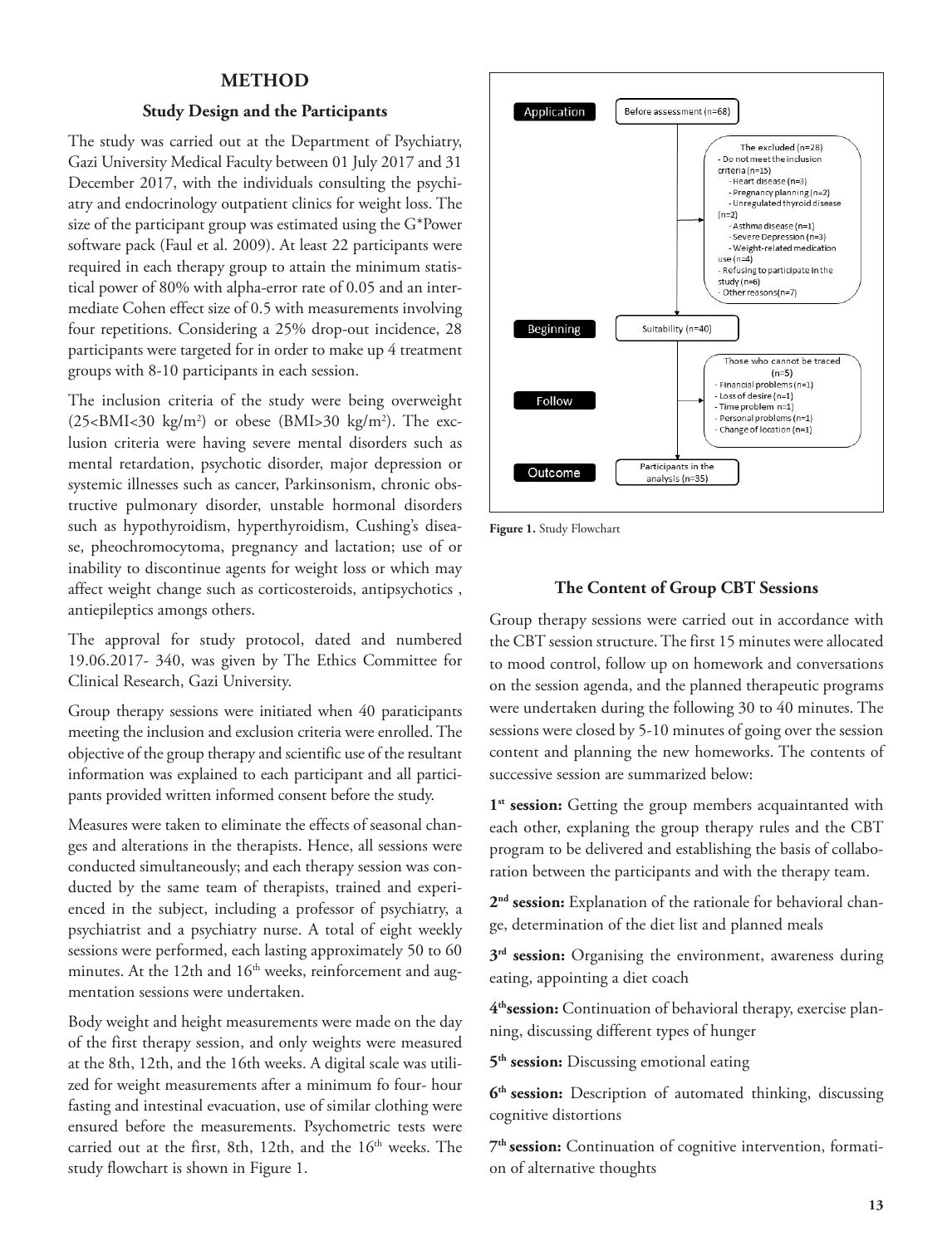## METHOD

### Study Design and the Participants

The study was carried out at the Department of Psychiatry, Gazi University Medical Faculty between 01 July 2017 and 31 December 2017, with the individuals consulting the psychiatry and endocrinology outpatient clinics for weight loss. The size of the participant group was estimated using the G*Power software pack (Faul et al. 2009). At least 22 participants were required in each therapy group to attain the minimum statistical power of 80% with alpha-error rate of 0.05 and an intermediate Cohen effect size of 0.5 with measurements involving four repetitions. Considering a 25% drop-out incidence, 28 participants were targeted for in order to make up 4 treatment groups with 8-10 participants in each session.

The inclusion criteria of the study were being overweight (25<BMI<30 kg/m$^2$) or obese (BMI>30 kg/m$^2$). The exclusion criteria were having severe mental disorders such as mental retardation, psychotic disorder, major depression or systemic illnesses such as cancer, Parkinsonism, chronic obstructive pulmonary disorder, unstable hormonal disorders such as hypothyroidism, hyperthyroidism, Cushing's disease, pheochromocytoma, pregnancy and lactation; use of or inability to discontinue agents for weight loss or which may affect weight change such as corticosteroids, antipsychotics , antiepileptics amongs others.

The approval for study protocol, dated and numbered 19.06.2017- 340, was given by The Ethics Committee for Clinical Research, Gazi University.

Group therapy sessions were initiated when 40 paraticipants meeting the inclusion and exclusion criteria were enrolled. The objective of the group therapy and scientific use of the resultant information was explained to each participant and all participants provided written informed consent before the study.

Measures were taken to eliminate the effects of seasonal changes and alterations in the therapists. Hence, all sessions were conducted simultaneously; and each therapy session was conducted by the same team of therapists, trained and experienced in the subject, including a professor of psychiatry, a psychiatrist and a psychiatry nurse. A total of eight weekly sessions were performed, each lasting approximately 50 to 60 minutes. At the 12th and 16th weeks, reinforcement and augmentation sessions were undertaken.

Body weight and height measurements were made on the day of the first therapy session, and only weights were measured at the 8th, 12th, and the 16th weeks. A digital scale was utilized for weight measurements after a minimum fo four- hour fasting and intestinal evacuation, use of similar clothing were ensured before the measurements. Psychometric tests were carried out at the first, 8th, 12th, and the 16th weeks. The study flowchart is shown in Figure 1.

- **Application:** Before assessment (n=68)
  - The excluded (n=28)
    - Do not meet the inclusion criteria (n=15)
      - Heart disease (n=3)
      - Pregnancy planning (n=2)
      - Unregulated thyroid disease (n=2)
      - Asthma disease (n=1)
      - Severe Depression (n=3)
      - Weight-related medication use (n=4)
    - Refusing to participate in the study (n=6)
    - Other reasons (n=7)
- **Beginning:** Suitability (n=40)
- **Follow:** Those who cannot be traced (n=5)
  - Financial problems (n=1)
  - Loss of desire (n=1)
  - Time problem n=1)
  - Personal problems (n=1)
  - Change of location (n=1)
- **Outcome:** Participants in the analysis (n=35)

**Figure 1.** Study Flowchart

### The Content of Group CBT Sessions

Group therapy sessions were carried out in accordance with the CBT session structure. The first 15 minutes were allocated to mood control, follow up on homework and conversations on the session agenda, and the planned therapeutic programs were undertaken during the following 30 to 40 minutes. The sessions were closed by 5-10 minutes of going over the session content and planning the new homeworks. The contents of successive session are summarized below:

**1st session:** Getting the group members acquaintanted with each other, explaning the group therapy rules and the CBT program to be delivered and establishing the basis of collaboration between the participants and with the therapy team.

**2nd session:** Explanation of the rationale for behavioral change, determination of the diet list and planned meals

**3rd session:** Organising the environment, awareness during eating, appointing a diet coach

**4th session:** Continuation of behavioral therapy, exercise planning, discussing different types of hunger

**5th session:** Discussing emotional eating

**6th session:** Description of automated thinking, discussing cognitive distortions

**7th session:** Continuation of cognitive intervention, formation of alternative thoughts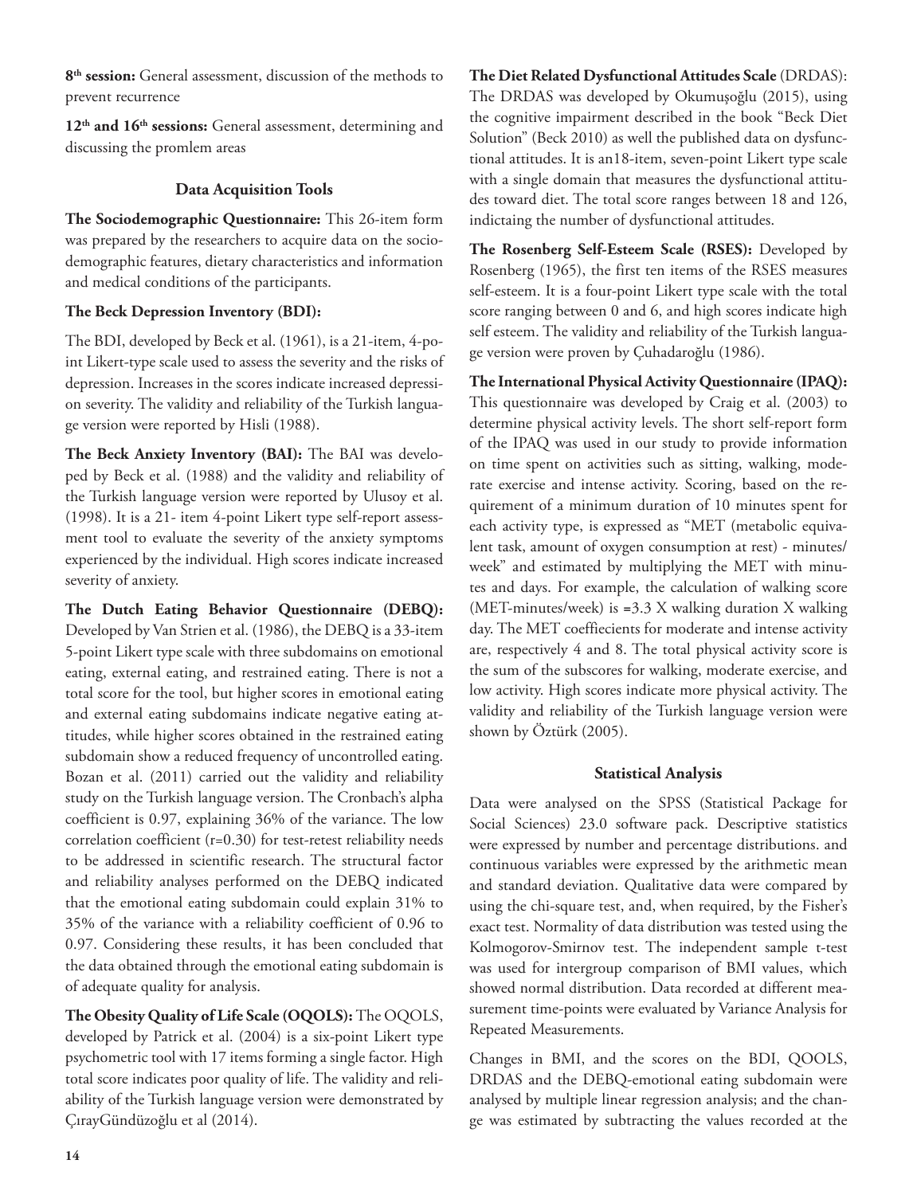**8th session:** General assessment, discussion of the methods to prevent recurrence

**12th and 16th sessions:** General assessment, determining and discussing the promlem areas

### Data Acquisition Tools

**The Sociodemographic Questionnaire:** This 26-item form was prepared by the researchers to acquire data on the sociodemographic features, dietary characteristics and information and medical conditions of the participants.

**The Beck Depression Inventory (BDI):**

The BDI, developed by Beck et al. (1961), is a 21-item, 4-point Likert-type scale used to assess the severity and the risks of depression. Increases in the scores indicate increased depression severity. The validity and reliability of the Turkish language version were reported by Hisli (1988).

**The Beck Anxiety Inventory (BAI):** The BAI was developed by Beck et al. (1988) and the validity and reliability of the Turkish language version were reported by Ulusoy et al. (1998). It is a 21- item 4-point Likert type self-report assessment tool to evaluate the severity of the anxiety symptoms experienced by the individual. High scores indicate increased severity of anxiety.

**The Dutch Eating Behavior Questionnaire (DEBQ):** Developed by Van Strien et al. (1986), the DEBQ is a 33-item 5-point Likert type scale with three subdomains on emotional eating, external eating, and restrained eating. There is not a total score for the tool, but higher scores in emotional eating and external eating subdomains indicate negative eating attitudes, while higher scores obtained in the restrained eating subdomain show a reduced frequency of uncontrolled eating. Bozan et al. (2011) carried out the validity and reliability study on the Turkish language version. The Cronbach's alpha coefficient is 0.97, explaining 36% of the variance. The low correlation coefficient (r=0.30) for test-retest reliability needs to be addressed in scientific research. The structural factor and reliability analyses performed on the DEBQ indicated that the emotional eating subdomain could explain 31% to 35% of the variance with a reliability coefficient of 0.96 to 0.97. Considering these results, it has been concluded that the data obtained through the emotional eating subdomain is of adequate quality for analysis.

**The Obesity Quality of Life Scale (OQOLS):** The OQOLS, developed by Patrick et al. (2004) is a six-point Likert type psychometric tool with 17 items forming a single factor. High total score indicates poor quality of life. The validity and reliability of the Turkish language version were demonstrated by ÇırayGündüzoğlu et al (2014).

**The Diet Related Dysfunctional Attitudes Scale** (DRDAS): The DRDAS was developed by Okumuşoğlu (2015), using the cognitive impairment described in the book "Beck Diet Solution" (Beck 2010) as well the published data on dysfunctional attitudes. It is an18-item, seven-point Likert type scale with a single domain that measures the dysfunctional attitudes toward diet. The total score ranges between 18 and 126, indictaing the number of dysfunctional attitudes.

**The Rosenberg Self-Esteem Scale (RSES):** Developed by Rosenberg (1965), the first ten items of the RSES measures self-esteem. It is a four-point Likert type scale with the total score ranging between 0 and 6, and high scores indicate high self esteem. The validity and reliability of the Turkish language version were proven by Çuhadaroğlu (1986).

**The International Physical Activity Questionnaire (IPAQ):** This questionnaire was developed by Craig et al. (2003) to determine physical activity levels. The short self-report form of the IPAQ was used in our study to provide information on time spent on activities such as sitting, walking, moderate exercise and intense activity. Scoring, based on the requirement of a minimum duration of 10 minutes spent for each activity type, is expressed as "MET (metabolic equivalent task, amount of oxygen consumption at rest) - minutes/week" and estimated by multiplying the MET with minutes and days. For example, the calculation of walking score (MET-minutes/week) is =3.3 X walking duration X walking day. The MET coeffiecients for moderate and intense activity are, respectively 4 and 8. The total physical activity score is the sum of the subscores for walking, moderate exercise, and low activity. High scores indicate more physical activity. The validity and reliability of the Turkish language version were shown by Öztürk (2005).

### Statistical Analysis

Data were analysed on the SPSS (Statistical Package for Social Sciences) 23.0 software pack. Descriptive statistics were expressed by number and percentage distributions. and continuous variables were expressed by the arithmetic mean and standard deviation. Qualitative data were compared by using the chi-square test, and, when required, by the Fisher's exact test. Normality of data distribution was tested using the Kolmogorov-Smirnov test. The independent sample t-test was used for intergroup comparison of BMI values, which showed normal distribution. Data recorded at different measurement time-points were evaluated by Variance Analysis for Repeated Measurements.

Changes in BMI, and the scores on the BDI, QOOLS, DRDAS and the DEBQ-emotional eating subdomain were analysed by multiple linear regression analysis; and the change was estimated by subtracting the values recorded at the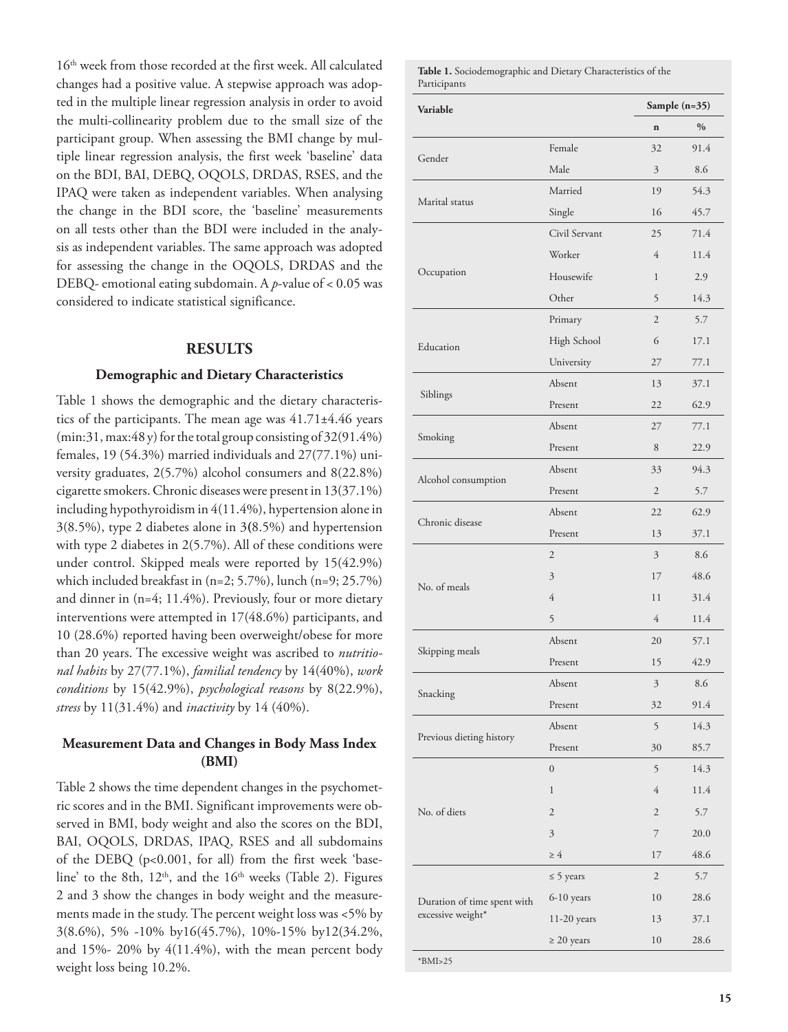16th week from those recorded at the first week. All calculated changes had a positive value. A stepwise approach was adopted in the multiple linear regression analysis in order to avoid the multi-collinearity problem due to the small size of the participant group. When assessing the BMI change by multiple linear regression analysis, the first week 'baseline' data on the BDI, BAI, DEBQ, OQOLS, DRDAS, RSES, and the IPAQ were taken as independent variables. When analysing the change in the BDI score, the 'baseline' measurements on all tests other than the BDI were included in the analysis as independent variables. The same approach was adopted for assessing the change in the OQOLS, DRDAS and the DEBQ- emotional eating subdomain. A *p*-value of < 0.05 was considered to indicate statistical significance.

## RESULTS

### Demographic and Dietary Characteristics

Table 1 shows the demographic and the dietary characteristics of the participants. The mean age was 41.71±4.46 years (min:31, max:48 y) for the total group consisting of 32(91.4%) females, 19 (54.3%) married individuals and 27(77.1%) university graduates, 2(5.7%) alcohol consumers and 8(22.8%) cigarette smokers. Chronic diseases were present in 13(37.1%) including hypothyroidism in 4(11.4%), hypertension alone in 3(8.5%), type 2 diabetes alone in 3(8.5%) and hypertension with type 2 diabetes in 2(5.7%). All of these conditions were under control. Skipped meals were reported by 15(42.9%) which included breakfast in (n=2; 5.7%), lunch (n=9; 25.7%) and dinner in (n=4; 11.4%). Previously, four or more dietary interventions were attempted in 17(48.6%) participants, and 10 (28.6%) reported having been overweight/obese for more than 20 years. The excessive weight was ascribed to *nutritional habits* by 27(77.1%), *familial tendency* by 14(40%), *work conditions* by 15(42.9%), *psychological reasons* by 8(22.9%), *stress* by 11(31.4%) and *inactivity* by 14 (40%).

### Measurement Data and Changes in Body Mass Index (BMI)

Table 2 shows the time dependent changes in the psychometric scores and in the BMI. Significant improvements were observed in BMI, body weight and also the scores on the BDI, BAI, OQOLS, DRDAS, IPAQ, RSES and all subdomains of the DEBQ (p<0.001, for all) from the first week 'baseline' to the 8th, 12th, and the 16th weeks (Table 2). Figures 2 and 3 show the changes in body weight and the measurements made in the study. The percent weight loss was <5% by 3(8.6%), 5% -10% by16(45.7%), 10%-15% by12(34.2%, and 15%- 20% by 4(11.4%), with the mean percent body weight loss being 10.2%.

**Table 1.** Sociodemographic and Dietary Characteristics of the Participants

| Variable | | Sample (n=35) | |
|---|---|---|---|
| | | n | % |
| Gender | Female | 32 | 91.4 |
| | Male | 3 | 8.6 |
| Marital status | Married | 19 | 54.3 |
| | Single | 16 | 45.7 |
| Occupation | Civil Servant | 25 | 71.4 |
| | Worker | 4 | 11.4 |
| | Housewife | 1 | 2.9 |
| | Other | 5 | 14.3 |
| Education | Primary | 2 | 5.7 |
| | High School | 6 | 17.1 |
| | University | 27 | 77.1 |
| Siblings | Absent | 13 | 37.1 |
| | Present | 22 | 62.9 |
| Smoking | Absent | 27 | 77.1 |
| | Present | 8 | 22.9 |
| Alcohol consumption | Absent | 33 | 94.3 |
| | Present | 2 | 5.7 |
| Chronic disease | Absent | 22 | 62.9 |
| | Present | 13 | 37.1 |
| No. of meals | 2 | 3 | 8.6 |
| | 3 | 17 | 48.6 |
| | 4 | 11 | 31.4 |
| | 5 | 4 | 11.4 |
| Skipping meals | Absent | 20 | 57.1 |
| | Present | 15 | 42.9 |
| Snacking | Absent | 3 | 8.6 |
| | Present | 32 | 91.4 |
| Previous dieting history | Absent | 5 | 14.3 |
| | Present | 30 | 85.7 |
| No. of diets | 0 | 5 | 14.3 |
| | 1 | 4 | 11.4 |
| | 2 | 2 | 5.7 |
| | 3 | 7 | 20.0 |
| | ≥ 4 | 17 | 48.6 |
| Duration of time spent with excessive weight* | ≤ 5 years | 2 | 5.7 |
| | 6-10 years | 10 | 28.6 |
| | 11-20 years | 13 | 37.1 |
| | ≥ 20 years | 10 | 28.6 |

*BMI>25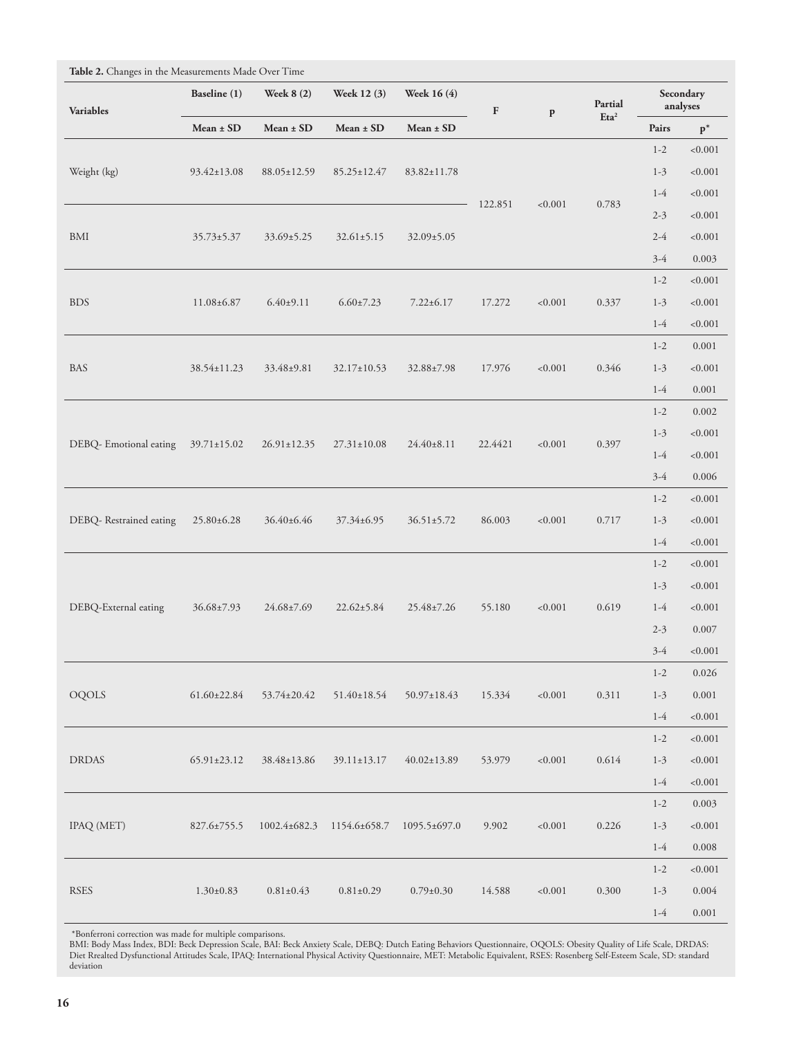**Table 2.** Changes in the Measurements Made Over Time

| Variables | Baseline (1) | Week 8 (2) | Week 12 (3) | Week 16 (4) | F | p | Partial Eta² | Secondary analyses | |
|---|---|---|---|---|---|---|---|---|---|
| | Mean ± SD | Mean ± SD | Mean ± SD | Mean ± SD | | | | Pairs | p* |
| Weight (kg) | 93.42±13.08 | 88.05±12.59 | 85.25±12.47 | 83.82±11.78 | 122.851 | <0.001 | 0.783 | 1-2 | <0.001 |
| | | | | | | | | 1-3 | <0.001 |
| | | | | | | | | 1-4 | <0.001 |
| BMI | 35.73±5.37 | 33.69±5.25 | 32.61±5.15 | 32.09±5.05 | | | | 2-3 | <0.001 |
| | | | | | | | | 2-4 | <0.001 |
| | | | | | | | | 3-4 | 0.003 |
| BDS | 11.08±6.87 | 6.40±9.11 | 6.60±7.23 | 7.22±6.17 | 17.272 | <0.001 | 0.337 | 1-2 | <0.001 |
| | | | | | | | | 1-3 | <0.001 |
| | | | | | | | | 1-4 | <0.001 |
| BAS | 38.54±11.23 | 33.48±9.81 | 32.17±10.53 | 32.88±7.98 | 17.976 | <0.001 | 0.346 | 1-2 | 0.001 |
| | | | | | | | | 1-3 | <0.001 |
| | | | | | | | | 1-4 | 0.001 |
| DEBQ- Emotional eating | 39.71±15.02 | 26.91±12.35 | 27.31±10.08 | 24.40±8.11 | 22.4421 | <0.001 | 0.397 | 1-2 | 0.002 |
| | | | | | | | | 1-3 | <0.001 |
| | | | | | | | | 1-4 | <0.001 |
| | | | | | | | | 3-4 | 0.006 |
| DEBQ- Restrained eating | 25.80±6.28 | 36.40±6.46 | 37.34±6.95 | 36.51±5.72 | 86.003 | <0.001 | 0.717 | 1-2 | <0.001 |
| | | | | | | | | 1-3 | <0.001 |
| | | | | | | | | 1-4 | <0.001 |
| DEBQ-External eating | 36.68±7.93 | 24.68±7.69 | 22.62±5.84 | 25.48±7.26 | 55.180 | <0.001 | 0.619 | 1-2 | <0.001 |
| | | | | | | | | 1-3 | <0.001 |
| | | | | | | | | 1-4 | <0.001 |
| | | | | | | | | 2-3 | 0.007 |
| | | | | | | | | 3-4 | <0.001 |
| OQOLS | 61.60±22.84 | 53.74±20.42 | 51.40±18.54 | 50.97±18.43 | 15.334 | <0.001 | 0.311 | 1-2 | 0.026 |
| | | | | | | | | 1-3 | 0.001 |
| | | | | | | | | 1-4 | <0.001 |
| DRDAS | 65.91±23.12 | 38.48±13.86 | 39.11±13.17 | 40.02±13.89 | 53.979 | <0.001 | 0.614 | 1-2 | <0.001 |
| | | | | | | | | 1-3 | <0.001 |
| | | | | | | | | 1-4 | <0.001 |
| IPAQ (MET) | 827.6±755.5 | 1002.4±682.3 | 1154.6±658.7 | 1095.5±697.0 | 9.902 | <0.001 | 0.226 | 1-2 | 0.003 |
| | | | | | | | | 1-3 | <0.001 |
| | | | | | | | | 1-4 | 0.008 |
| RSES | 1.30±0.83 | 0.81±0.43 | 0.81±0.29 | 0.79±0.30 | 14.588 | <0.001 | 0.300 | 1-2 | <0.001 |
| | | | | | | | | 1-3 | 0.004 |
| | | | | | | | | 1-4 | 0.001 |

*Bonferroni correction was made for multiple comparisons.
BMI: Body Mass Index, BDI: Beck Depression Scale, BAI: Beck Anxiety Scale, DEBQ: Dutch Eating Behaviors Questionnaire, OQOLS: Obesity Quality of Life Scale, DRDAS: Diet Rrealted Dysfunctional Attitudes Scale, IPAQ: International Physical Activity Questionnaire, MET: Metabolic Equivalent, RSES: Rosenberg Self-Esteem Scale, SD: standard deviation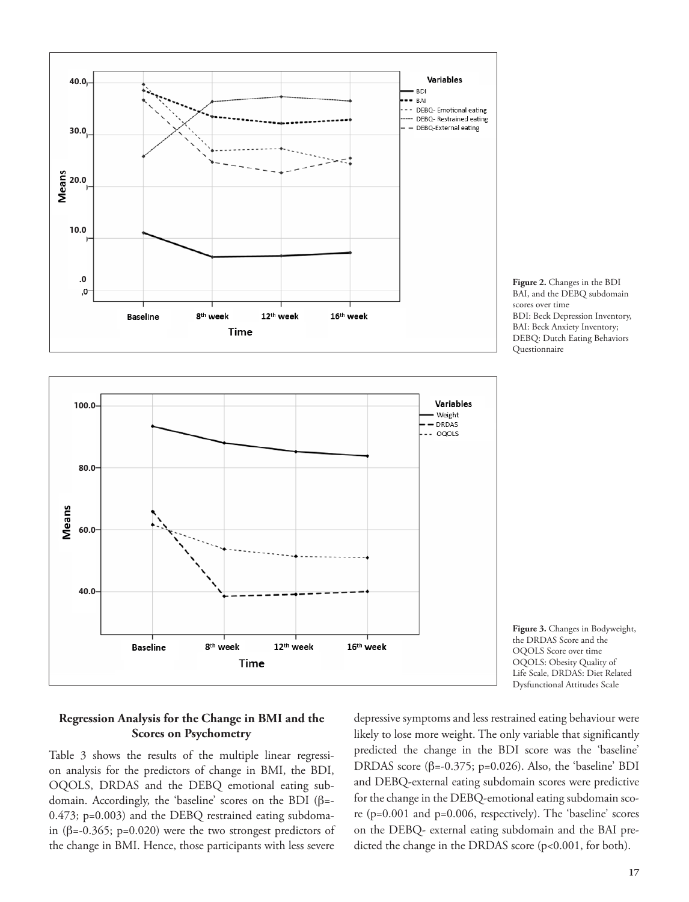**Figure 2.** Changes in the BDI BAI, and the DEBQ subdomain scores over time
BDI: Beck Depression Inventory, BAI: Beck Anxiety Inventory; DEBQ: Dutch Eating Behaviors Questionnaire

**Figure 3.** Changes in Bodyweight, the DRDAS Score and the OQOLS Score over time
OQOLS: Obesity Quality of Life Scale, DRDAS: Diet Related Dysfunctional Attitudes Scale

### Regression Analysis for the Change in BMI and the Scores on Psychometry

Table 3 shows the results of the multiple linear regression analysis for the predictors of change in BMI, the BDI, OQOLS, DRDAS and the DEBQ emotional eating subdomain. Accordingly, the 'baseline' scores on the BDI (β=-0.473; p=0.003) and the DEBQ restrained eating subdomain (β=-0.365; p=0.020) were the two strongest predictors of the change in BMI. Hence, those participants with less severe depressive symptoms and less restrained eating behaviour were likely to lose more weight. The only variable that significantly predicted the change in the BDI score was the 'baseline' DRDAS score (β=-0.375; p=0.026). Also, the 'baseline' BDI and DEBQ-external eating subdomain scores were predictive for the change in the DEBQ-emotional eating subdomain score (p=0.001 and p=0.006, respectively). The 'baseline' scores on the DEBQ- external eating subdomain and the BAI predicted the change in the DRDAS score (p<0.001, for both).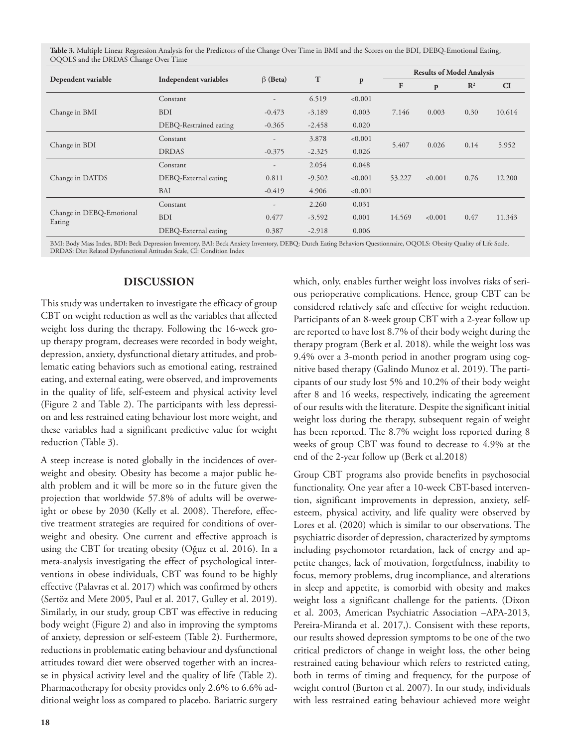**Table 3.** Multiple Linear Regression Analysis for the Predictors of the Change Over Time in BMI and the Scores on the BDI, DEBQ-Emotional Eating, OQOLS and the DRDAS Change Over Time

| Dependent variable | Independent variables | β (Beta) | T | p | Results of Model Analysis | | | |
|---|---|---|---|---|---|---|---|---|
| | | | | | F | p | $R^2$ | CI |
| Change in BMI | Constant | - | 6.519 | <0.001 | 7.146 | 0.003 | 0.30 | 10.614 |
| | BDI | -0.473 | -3.189 | 0.003 | | | | |
| | DEBQ-Restrained eating | -0.365 | -2.458 | 0.020 | | | | |
| Change in BDI | Constant | - | 3.878 | <0.001 | 5.407 | 0.026 | 0.14 | 5.952 |
| | DRDAS | -0.375 | -2.325 | 0.026 | | | | |
| Change in DATDS | Constant | - | 2.054 | 0.048 | 53.227 | <0.001 | 0.76 | 12.200 |
| | DEBQ-External eating | 0.811 | -9.502 | <0.001 | | | | |
| | BAI | -0.419 | 4.906 | <0.001 | | | | |
| Change in DEBQ-Emotional Eating | Constant | - | 2.260 | 0.031 | 14.569 | <0.001 | 0.47 | 11.343 |
| | BDI | 0.477 | -3.592 | 0.001 | | | | |
| | DEBQ-External eating | 0.387 | -2.918 | 0.006 | | | | |

BMI: Body Mass Index, BDI: Beck Depression Inventory, BAI: Beck Anxiety Inventory, DEBQ: Dutch Eating Behaviors Questionnaire, OQOLS: Obesity Quality of Life Scale, DRDAS: Diet Related Dysfunctional Attitudes Scale, CI: Condition Index

## DISCUSSION

This study was undertaken to investigate the efficacy of group CBT on weight reduction as well as the variables that affected weight loss during the therapy. Following the 16-week group therapy program, decreases were recorded in body weight, depression, anxiety, dysfunctional dietary attitudes, and problematic eating behaviors such as emotional eating, restrained eating, and external eating, were observed, and improvements in the quality of life, self-esteem and physical activity level (Figure 2 and Table 2). The participants with less depression and less restrained eating behaviour lost more weight, and these variables had a significant predictive value for weight reduction (Table 3).

A steep increase is noted globally in the incidences of overweight and obesity. Obesity has become a major public health problem and it will be more so in the future given the projection that worldwide 57.8% of adults will be overweight or obese by 2030 (Kelly et al. 2008). Therefore, effective treatment strategies are required for conditions of overweight and obesity. One current and effective approach is using the CBT for treating obesity (Oğuz et al. 2016). In a meta-analysis investigating the effect of psychological interventions in obese individuals, CBT was found to be highly effective (Palavras et al. 2017) which was confirmed by others (Sertöz and Mete 2005, Paul et al. 2017, Gulley et al. 2019). Similarly, in our study, group CBT was effective in reducing body weight (Figure 2) and also in improving the symptoms of anxiety, depression or self-esteem (Table 2). Furthermore, reductions in problematic eating behaviour and dysfunctional attitudes toward diet were observed together with an increase in physical activity level and the quality of life (Table 2). Pharmacotherapy for obesity provides only 2.6% to 6.6% additional weight loss as compared to placebo. Bariatric surgery which, only, enables further weight loss involves risks of serious perioperative complications. Hence, group CBT can be considered relatively safe and effective for weight reduction. Participants of an 8-week group CBT with a 2-year follow up are reported to have lost 8.7% of their body weight during the therapy program (Berk et al. 2018). while the weight loss was 9.4% over a 3-month period in another program using cognitive based therapy (Galindo Munoz et al. 2019). The participants of our study lost 5% and 10.2% of their body weight after 8 and 16 weeks, respectively, indicating the agreement of our results with the literature. Despite the significant initial weight loss during the therapy, subsequent regain of weight has been reported. The 8.7% weight loss reported during 8 weeks of group CBT was found to decrease to 4.9% at the end of the 2-year follow up (Berk et al.2018)

Group CBT programs also provide benefits in psychosocial functionality. One year after a 10-week CBT-based intervention, significant improvements in depression, anxiety, self-esteem, physical activity, and life quality were observed by Lores et al. (2020) which is similar to our observations. The psychiatric disorder of depression, characterized by symptoms including psychomotor retardation, lack of energy and appetite changes, lack of motivation, forgetfulness, inability to focus, memory problems, drug incompliance, and alterations in sleep and appetite, is comorbid with obesity and makes weight loss a significant challenge for the patients. (Dixon et al. 2003, American Psychiatric Association –APA-2013, Pereira-Miranda et al. 2017,). Consisent with these reports, our results showed depression symptoms to be one of the two critical predictors of change in weight loss, the other being restrained eating behaviour which refers to restricted eating, both in terms of timing and frequency, for the purpose of weight control (Burton et al. 2007). In our study, individuals with less restrained eating behaviour achieved more weight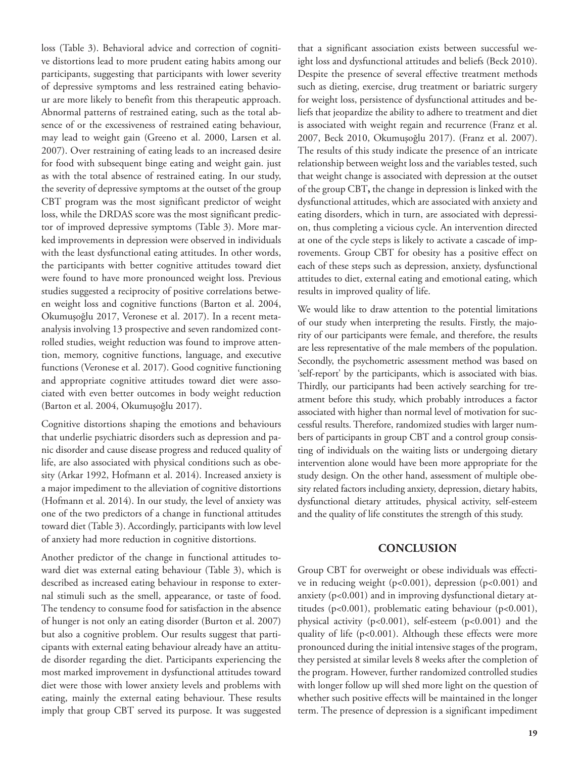loss (Table 3). Behavioral advice and correction of cognitive distortions lead to more prudent eating habits among our participants, suggesting that participants with lower severity of depressive symptoms and less restrained eating behaviour are more likely to benefit from this therapeutic approach. Abnormal patterns of restrained eating, such as the total absence of or the excessiveness of restrained eating behaviour, may lead to weight gain (Greeno et al. 2000, Larsen et al. 2007). Over restraining of eating leads to an increased desire for food with subsequent binge eating and weight gain. just as with the total absence of restrained eating. In our study, the severity of depressive symptoms at the outset of the group CBT program was the most significant predictor of weight loss, while the DRDAS score was the most significant predictor of improved depressive symptoms (Table 3). More marked improvements in depression were observed in individuals with the least dysfunctional eating attitudes. In other words, the participants with better cognitive attitudes toward diet were found to have more pronounced weight loss. Previous studies suggested a reciprocity of positive correlations between weight loss and cognitive functions (Barton et al. 2004, Okumuşoğlu 2017, Veronese et al. 2017). In a recent meta-analysis involving 13 prospective and seven randomized controlled studies, weight reduction was found to improve attention, memory, cognitive functions, language, and executive functions (Veronese et al. 2017). Good cognitive functioning and appropriate cognitive attitudes toward diet were associated with even better outcomes in body weight reduction (Barton et al. 2004, Okumuşoğlu 2017).

Cognitive distortions shaping the emotions and behaviours that underlie psychiatric disorders such as depression and panic disorder and cause disease progress and reduced quality of life, are also associated with physical conditions such as obesity (Arkar 1992, Hofmann et al. 2014). Increased anxiety is a major impediment to the alleviation of cognitive distortions (Hofmann et al. 2014). In our study, the level of anxiety was one of the two predictors of a change in functional attitudes toward diet (Table 3). Accordingly, participants with low level of anxiety had more reduction in cognitive distortions.

Another predictor of the change in functional attitudes toward diet was external eating behaviour (Table 3), which is described as increased eating behaviour in response to external stimuli such as the smell, appearance, or taste of food. The tendency to consume food for satisfaction in the absence of hunger is not only an eating disorder (Burton et al. 2007) but also a cognitive problem. Our results suggest that participants with external eating behaviour already have an attitude disorder regarding the diet. Participants experiencing the most marked improvement in dysfunctional attitudes toward diet were those with lower anxiety levels and problems with eating, mainly the external eating behaviour. These results imply that group CBT served its purpose. It was suggested that a significant association exists between successful weight loss and dysfunctional attitudes and beliefs (Beck 2010). Despite the presence of several effective treatment methods such as dieting, exercise, drug treatment or bariatric surgery for weight loss, persistence of dysfunctional attitudes and beliefs that jeopardize the ability to adhere to treatment and diet is associated with weight regain and recurrence (Franz et al. 2007, Beck 2010, Okumuşoğlu 2017). (Franz et al. 2007). The results of this study indicate the presence of an intricate relationship between weight loss and the variables tested, such that weight change is associated with depression at the outset of the group CBT**,** the change in depression is linked with the dysfunctional attitudes, which are associated with anxiety and eating disorders, which in turn, are associated with depression, thus completing a vicious cycle. An intervention directed at one of the cycle steps is likely to activate a cascade of improvements. Group CBT for obesity has a positive effect on each of these steps such as depression, anxiety, dysfunctional attitudes to diet, external eating and emotional eating, which results in improved quality of life.

We would like to draw attention to the potential limitations of our study when interpreting the results. Firstly, the majority of our participants were female, and therefore, the results are less representative of the male members of the population. Secondly, the psychometric assessment method was based on 'self-report' by the participants, which is associated with bias. Thirdly, our participants had been actively searching for treatment before this study, which probably introduces a factor associated with higher than normal level of motivation for successful results. Therefore, randomized studies with larger numbers of participants in group CBT and a control group consisting of individuals on the waiting lists or undergoing dietary intervention alone would have been more appropriate for the study design. On the other hand, assessment of multiple obesity related factors including anxiety, depression, dietary habits, dysfunctional dietary attitudes, physical activity, self-esteem and the quality of life constitutes the strength of this study.

## CONCLUSION

Group CBT for overweight or obese individuals was effective in reducing weight ($p<0.001$), depression ($p<0.001$) and anxiety ($p<0.001$) and in improving dysfunctional dietary attitudes ($p<0.001$), problematic eating behaviour ($p<0.001$), physical activity ($p<0.001$), self-esteem ($p<0.001$) and the quality of life ($p<0.001$). Although these effects were more pronounced during the initial intensive stages of the program, they persisted at similar levels 8 weeks after the completion of the program. However, further randomized controlled studies with longer follow up will shed more light on the question of whether such positive effects will be maintained in the longer term. The presence of depression is a significant impediment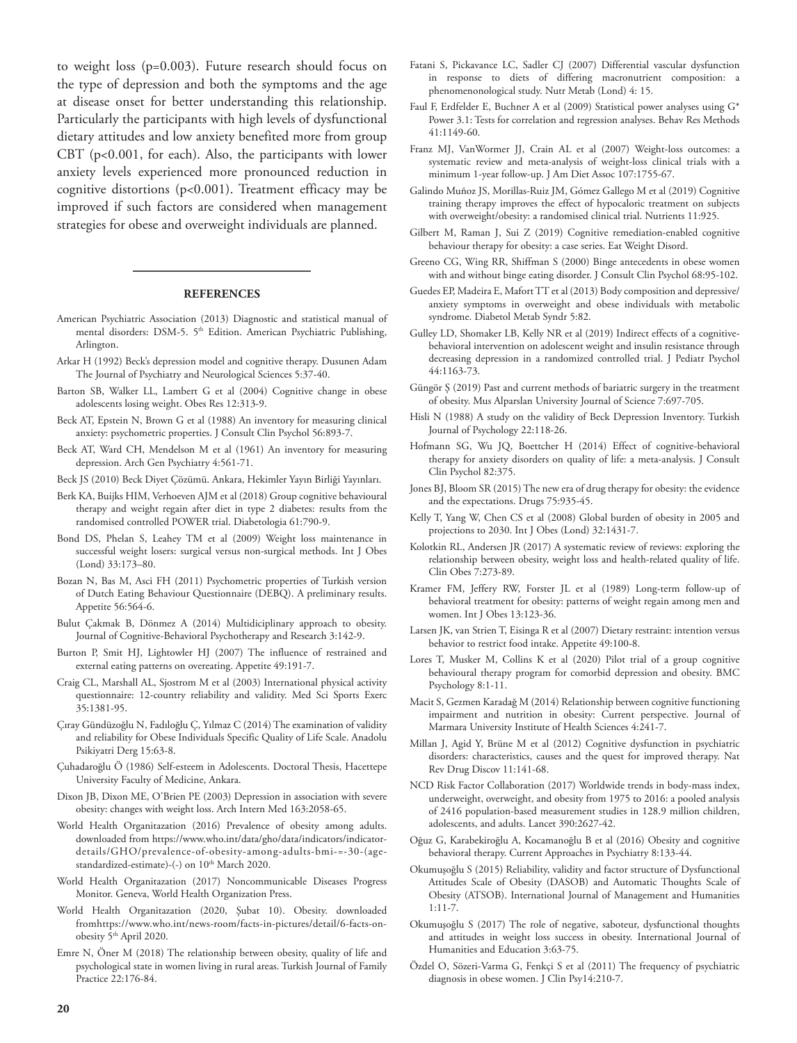to weight loss (p=0.003). Future research should focus on the type of depression and both the symptoms and the age at disease onset for better understanding this relationship. Particularly the participants with high levels of dysfunctional dietary attitudes and low anxiety benefited more from group CBT (p<0.001, for each). Also, the participants with lower anxiety levels experienced more pronounced reduction in cognitive distortions (p<0.001). Treatment efficacy may be improved if such factors are considered when management strategies for obese and overweight individuals are planned.

## REFERENCES

American Psychiatric Association (2013) Diagnostic and statistical manual of mental disorders: DSM-5. 5th Edition. American Psychiatric Publishing, Arlington.

Arkar H (1992) Beck's depression model and cognitive therapy. Dusunen Adam The Journal of Psychiatry and Neurological Sciences 5:37-40.

Barton SB, Walker LL, Lambert G et al (2004) Cognitive change in obese adolescents losing weight. Obes Res 12:313-9.

Beck AT, Epstein N, Brown G et al (1988) An inventory for measuring clinical anxiety: psychometric properties. J Consult Clin Psychol 56:893-7.

Beck AT, Ward CH, Mendelson M et al (1961) An inventory for measuring depression. Arch Gen Psychiatry 4:561-71.

Beck JS (2010) Beck Diyet Çözümü. Ankara, Hekimler Yayın Birliği Yayınları.

Berk KA, Buijks HIM, Verhoeven AJM et al (2018) Group cognitive behavioural therapy and weight regain after diet in type 2 diabetes: results from the randomised controlled POWER trial. Diabetologia 61:790-9.

Bond DS, Phelan S, Leahey TM et al (2009) Weight loss maintenance in successful weight losers: surgical versus non-surgical methods. Int J Obes (Lond) 33:173–80.

Bozan N, Bas M, Asci FH (2011) Psychometric properties of Turkish version of Dutch Eating Behaviour Questionnaire (DEBQ). A preliminary results. Appetite 56:564-6.

Bulut Çakmak B, Dönmez A (2014) Multidiciplinary approach to obesity. Journal of Cognitive-Behavioral Psychotherapy and Research 3:142-9.

Burton P, Smit HJ, Lightowler HJ (2007) The influence of restrained and external eating patterns on overeating. Appetite 49:191-7.

Craig CL, Marshall AL, Sjostrom M et al (2003) International physical activity questionnaire: 12-country reliability and validity. Med Sci Sports Exerc 35:1381-95.

Çıray Gündüzoğlu N, Fadıloğlu Ç, Yılmaz C (2014) The examination of validity and reliability for Obese Individuals Specific Quality of Life Scale. Anadolu Psikiyatri Derg 15:63-8.

Çuhadaroğlu Ö (1986) Self-esteem in Adolescents. Doctoral Thesis, Hacettepe University Faculty of Medicine, Ankara.

Dixon JB, Dixon ME, O'Brien PE (2003) Depression in association with severe obesity: changes with weight loss. Arch Intern Med 163:2058-65.

World Health Organitazation (2016) Prevalence of obesity among adults. downloaded from https://www.who.int/data/gho/data/indicators/indicator-details/GHO/prevalence-of-obesity-among-adults-bmi-=-30-(age-standardized-estimate)-(-) on 10th March 2020.

World Health Organitazation (2017) Noncommunicable Diseases Progress Monitor. Geneva, World Health Organization Press.

World Health Organitazation (2020, Şubat 10). Obesity. downloaded fromhttps://www.who.int/news-room/facts-in-pictures/detail/6-facts-on-obesity 5th April 2020.

Emre N, Öner M (2018) The relationship between obesity, quality of life and psychological state in women living in rural areas. Turkish Journal of Family Practice 22:176-84.

Fatani S, Pickavance LC, Sadler CJ (2007) Differential vascular dysfunction in response to diets of differing macronutrient composition: a phenomenonological study. Nutr Metab (Lond) 4: 15.

Faul F, Erdfelder E, Buchner A et al (2009) Statistical power analyses using G* Power 3.1: Tests for correlation and regression analyses. Behav Res Methods 41:1149-60.

Franz MJ, VanWormer JJ, Crain AL et al (2007) Weight-loss outcomes: a systematic review and meta-analysis of weight-loss clinical trials with a minimum 1-year follow-up. J Am Diet Assoc 107:1755-67.

Galindo Muñoz JS, Morillas-Ruiz JM, Gómez Gallego M et al (2019) Cognitive training therapy improves the effect of hypocaloric treatment on subjects with overweight/obesity: a randomised clinical trial. Nutrients 11:925.

Gilbert M, Raman J, Sui Z (2019) Cognitive remediation-enabled cognitive behaviour therapy for obesity: a case series. Eat Weight Disord.

Greeno CG, Wing RR, Shiffman S (2000) Binge antecedents in obese women with and without binge eating disorder. J Consult Clin Psychol 68:95-102.

Guedes EP, Madeira E, Mafort TT et al (2013) Body composition and depressive/anxiety symptoms in overweight and obese individuals with metabolic syndrome. Diabetol Metab Syndr 5:82.

Gulley LD, Shomaker LB, Kelly NR et al (2019) Indirect effects of a cognitive-behavioral intervention on adolescent weight and insulin resistance through decreasing depression in a randomized controlled trial. J Pediatr Psychol 44:1163-73.

Güngör Ş (2019) Past and current methods of bariatric surgery in the treatment of obesity. Mus Alparslan University Journal of Science 7:697-705.

Hisli N (1988) A study on the validity of Beck Depression Inventory. Turkish Journal of Psychology 22:118-26.

Hofmann SG, Wu JQ, Boettcher H (2014) Effect of cognitive-behavioral therapy for anxiety disorders on quality of life: a meta-analysis. J Consult Clin Psychol 82:375.

Jones BJ, Bloom SR (2015) The new era of drug therapy for obesity: the evidence and the expectations. Drugs 75:935-45.

Kelly T, Yang W, Chen CS et al (2008) Global burden of obesity in 2005 and projections to 2030. Int J Obes (Lond) 32:1431-7.

Kolotkin RL, Andersen JR (2017) A systematic review of reviews: exploring the relationship between obesity, weight loss and health-related quality of life. Clin Obes 7:273-89.

Kramer FM, Jeffery RW, Forster JL et al (1989) Long-term follow-up of behavioral treatment for obesity: patterns of weight regain among men and women. Int J Obes 13:123-36.

Larsen JK, van Strien T, Eisinga R et al (2007) Dietary restraint: intention versus behavior to restrict food intake. Appetite 49:100-8.

Lores T, Musker M, Collins K et al (2020) Pilot trial of a group cognitive behavioural therapy program for comorbid depression and obesity. BMC Psychology 8:1-11.

Macit S, Gezmen Karadağ M (2014) Relationship between cognitive functioning impairment and nutrition in obesity: Current perspective. Journal of Marmara University Institute of Health Sciences 4:241-7.

Millan J, Agid Y, Brüne M et al (2012) Cognitive dysfunction in psychiatric disorders: characteristics, causes and the quest for improved therapy. Nat Rev Drug Discov 11:141-68.

NCD Risk Factor Collaboration (2017) Worldwide trends in body-mass index, underweight, overweight, and obesity from 1975 to 2016: a pooled analysis of 2416 population-based measurement studies in 128.9 million children, adolescents, and adults. Lancet 390:2627-42.

Oğuz G, Karabekiroğlu A, Kocamanoğlu B et al (2016) Obesity and cognitive behavioral therapy. Current Approaches in Psychiatry 8:133-44.

Okumuşoğlu S (2015) Reliability, validity and factor structure of Dysfunctional Attitudes Scale of Obesity (DASOB) and Automatic Thoughts Scale of Obesity (ATSOB). International Journal of Management and Humanities 1:11-7.

Okumuşoğlu S (2017) The role of negative, saboteur, dysfunctional thoughts and attitudes in weight loss success in obesity. International Journal of Humanities and Education 3:63-75.

Özdel O, Sözeri-Varma G, Fenkçi S et al (2011) The frequency of psychiatric diagnosis in obese women. J Clin Psy14:210-7.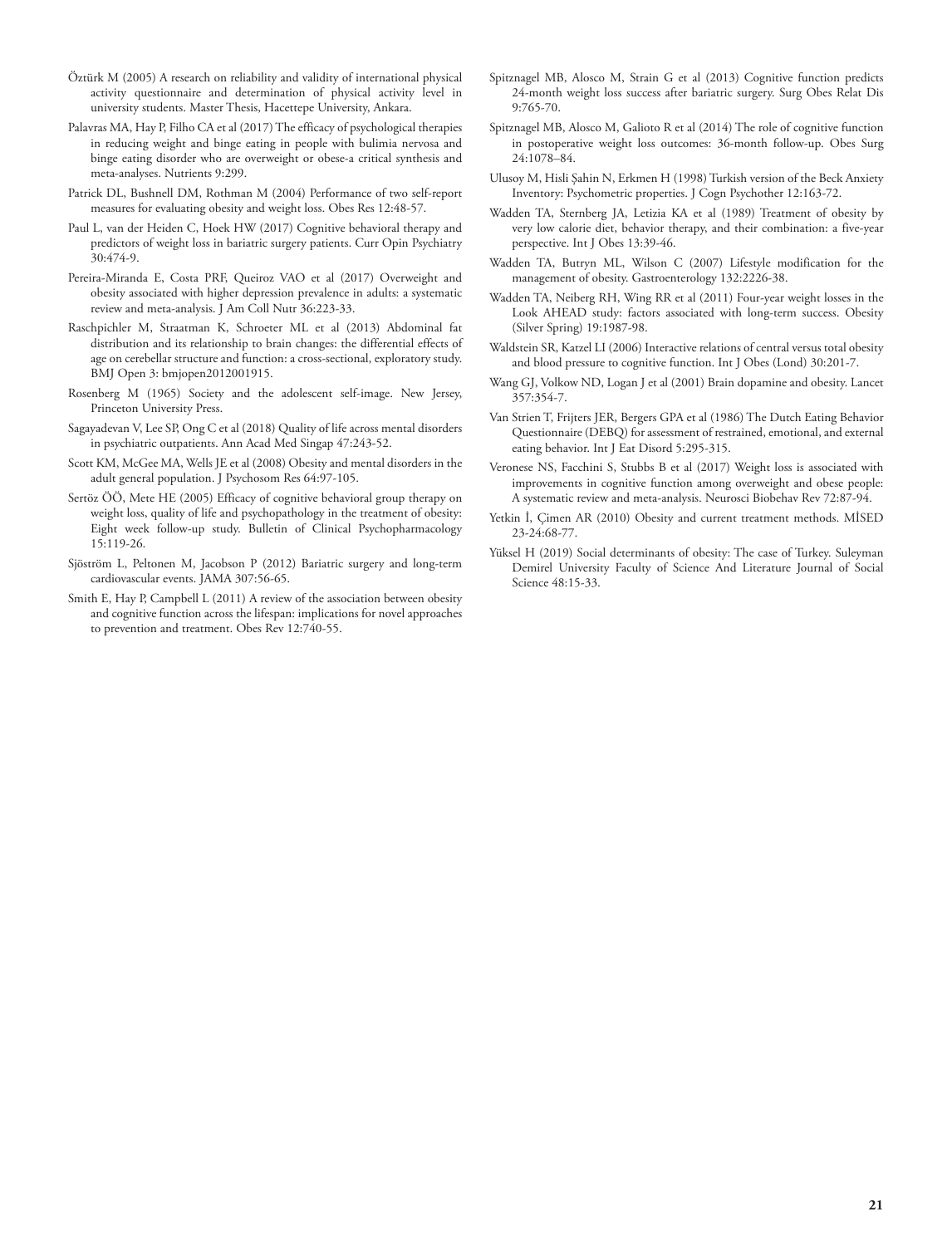Öztürk M (2005) A research on reliability and validity of international physical activity questionnaire and determination of physical activity level in university students. Master Thesis, Hacettepe University, Ankara.

Palavras MA, Hay P, Filho CA et al (2017) The efficacy of psychological therapies in reducing weight and binge eating in people with bulimia nervosa and binge eating disorder who are overweight or obese-a critical synthesis and meta-analyses. Nutrients 9:299.

Patrick DL, Bushnell DM, Rothman M (2004) Performance of two self-report measures for evaluating obesity and weight loss. Obes Res 12:48-57.

Paul L, van der Heiden C, Hoek HW (2017) Cognitive behavioral therapy and predictors of weight loss in bariatric surgery patients. Curr Opin Psychiatry 30:474-9.

Pereira-Miranda E, Costa PRF, Queiroz VAO et al (2017) Overweight and obesity associated with higher depression prevalence in adults: a systematic review and meta-analysis. J Am Coll Nutr 36:223-33.

Raschpichler M, Straatman K, Schroeter ML et al (2013) Abdominal fat distribution and its relationship to brain changes: the differential effects of age on cerebellar structure and function: a cross-sectional, exploratory study. BMJ Open 3: bmjopen2012001915.

Rosenberg M (1965) Society and the adolescent self-image. New Jersey, Princeton University Press.

Sagayadevan V, Lee SP, Ong C et al (2018) Quality of life across mental disorders in psychiatric outpatients. Ann Acad Med Singap 47:243-52.

Scott KM, McGee MA, Wells JE et al (2008) Obesity and mental disorders in the adult general population. J Psychosom Res 64:97-105.

Sertöz ÖÖ, Mete HE (2005) Efficacy of cognitive behavioral group therapy on weight loss, quality of life and psychopathology in the treatment of obesity: Eight week follow-up study. Bulletin of Clinical Psychopharmacology 15:119-26.

Sjöström L, Peltonen M, Jacobson P (2012) Bariatric surgery and long-term cardiovascular events. JAMA 307:56-65.

Smith E, Hay P, Campbell L (2011) A review of the association between obesity and cognitive function across the lifespan: implications for novel approaches to prevention and treatment. Obes Rev 12:740-55.

Spitznagel MB, Alosco M, Strain G et al (2013) Cognitive function predicts 24-month weight loss success after bariatric surgery. Surg Obes Relat Dis 9:765-70.

Spitznagel MB, Alosco M, Galioto R et al (2014) The role of cognitive function in postoperative weight loss outcomes: 36-month follow-up. Obes Surg 24:1078–84.

Ulusoy M, Hisli Şahin N, Erkmen H (1998) Turkish version of the Beck Anxiety Inventory: Psychometric properties. J Cogn Psychother 12:163-72.

Wadden TA, Sternberg JA, Letizia KA et al (1989) Treatment of obesity by very low calorie diet, behavior therapy, and their combination: a five-year perspective. Int J Obes 13:39-46.

Wadden TA, Butryn ML, Wilson C (2007) Lifestyle modification for the management of obesity. Gastroenterology 132:2226-38.

Wadden TA, Neiberg RH, Wing RR et al (2011) Four-year weight losses in the Look AHEAD study: factors associated with long-term success. Obesity (Silver Spring) 19:1987-98.

Waldstein SR, Katzel LI (2006) Interactive relations of central versus total obesity and blood pressure to cognitive function. Int J Obes (Lond) 30:201-7.

Wang GJ, Volkow ND, Logan J et al (2001) Brain dopamine and obesity. Lancet 357:354-7.

Van Strien T, Frijters JER, Bergers GPA et al (1986) The Dutch Eating Behavior Questionnaire (DEBQ) for assessment of restrained, emotional, and external eating behavior. Int J Eat Disord 5:295-315.

Veronese NS, Facchini S, Stubbs B et al (2017) Weight loss is associated with improvements in cognitive function among overweight and obese people: A systematic review and meta-analysis. Neurosci Biobehav Rev 72:87-94.

Yetkin İ, Çimen AR (2010) Obesity and current treatment methods. MİSED 23-24:68-77.

Yüksel H (2019) Social determinants of obesity: The case of Turkey. Suleyman Demirel University Faculty of Science And Literature Journal of Social Science 48:15-33.